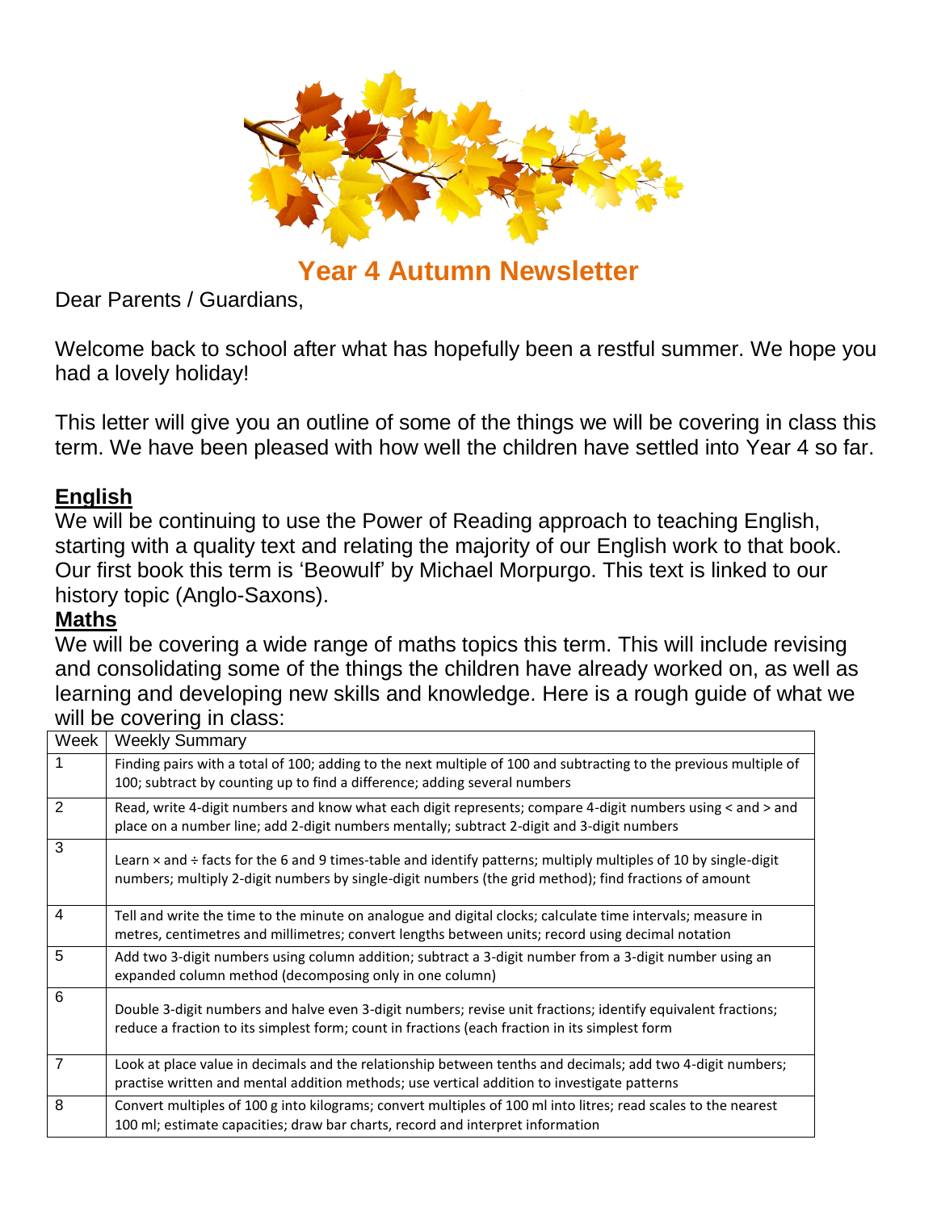# Year 4 Autumn Newsletter

Dear Parents / Guardians,

Welcome back to school after what has hopefully been a restful summer. We hope you had a lovely holiday!

This letter will give you an outline of some of the things we will be covering in class this term. We have been pleased with how well the children have settled into Year 4 so far.

## English

We will be continuing to use the Power of Reading approach to teaching English, starting with a quality text and relating the majority of our English work to that book. Our first book this term is 'Beowulf' by Michael Morpurgo. This text is linked to our history topic (Anglo-Saxons).

## Maths

We will be covering a wide range of maths topics this term. This will include revising and consolidating some of the things the children have already worked on, as well as learning and developing new skills and knowledge. Here is a rough guide of what we will be covering in class:

| Week | Weekly Summary |
| --- | --- |
| 1 | Finding pairs with a total of 100; adding to the next multiple of 100 and subtracting to the previous multiple of 100; subtract by counting up to find a difference; adding several numbers |
| 2 | Read, write 4-digit numbers and know what each digit represents; compare 4-digit numbers using < and > and place on a number line; add 2-digit numbers mentally; subtract 2-digit and 3-digit numbers |
| 3 | Learn × and ÷ facts for the 6 and 9 times-table and identify patterns; multiply multiples of 10 by single-digit numbers; multiply 2-digit numbers by single-digit numbers (the grid method); find fractions of amount |
| 4 | Tell and write the time to the minute on analogue and digital clocks; calculate time intervals; measure in metres, centimetres and millimetres; convert lengths between units; record using decimal notation |
| 5 | Add two 3-digit numbers using column addition; subtract a 3-digit number from a 3-digit number using an expanded column method (decomposing only in one column) |
| 6 | Double 3-digit numbers and halve even 3-digit numbers; revise unit fractions; identify equivalent fractions; reduce a fraction to its simplest form; count in fractions (each fraction in its simplest form |
| 7 | Look at place value in decimals and the relationship between tenths and decimals; add two 4-digit numbers; practise written and mental addition methods; use vertical addition to investigate patterns |
| 8 | Convert multiples of 100 g into kilograms; convert multiples of 100 ml into litres; read scales to the nearest 100 ml; estimate capacities; draw bar charts, record and interpret information |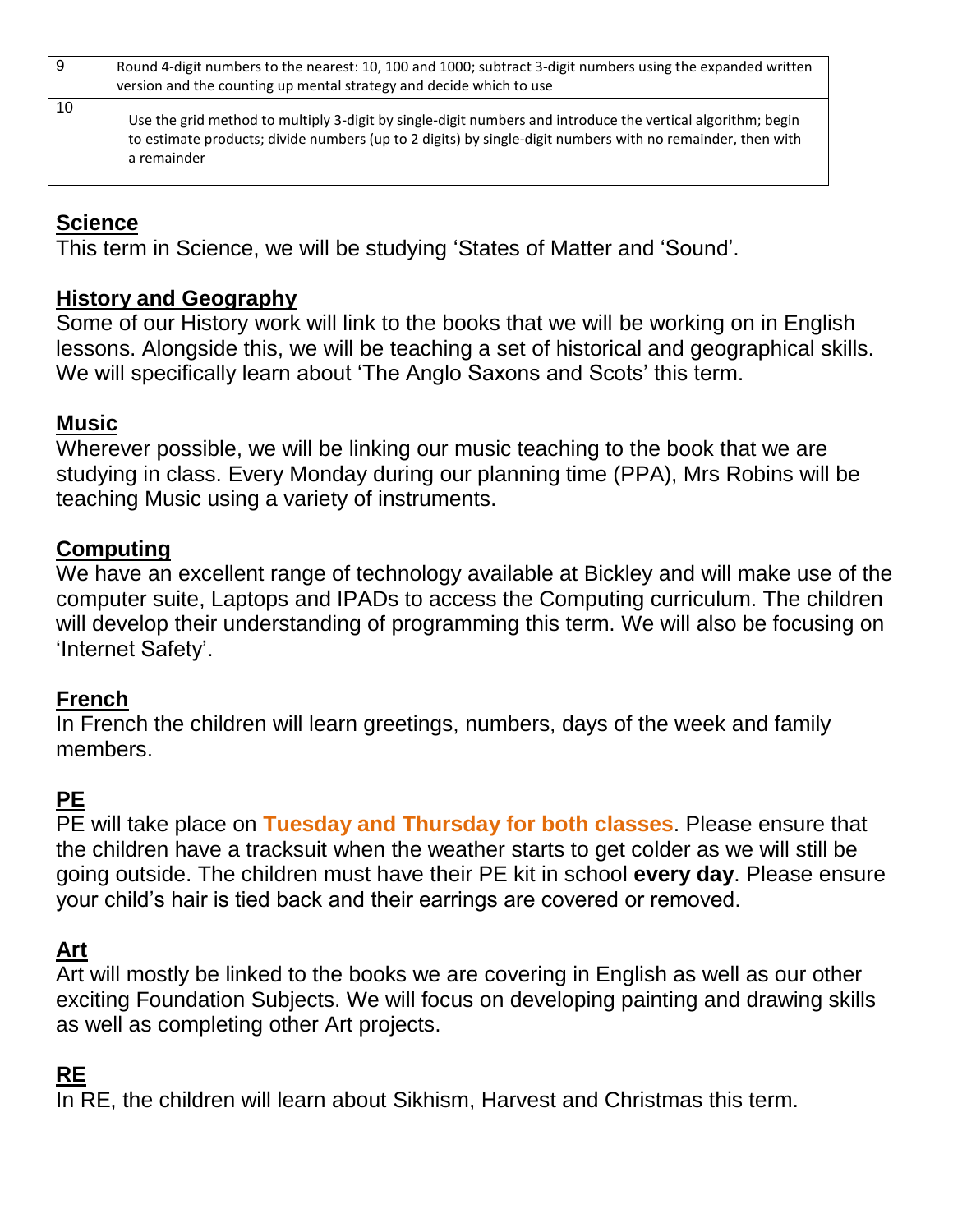| 9 | Round 4-digit numbers to the nearest: 10, 100 and 1000; subtract 3-digit numbers using the expanded written version and the counting up mental strategy and decide which to use |
|---|---|
| 10 | Use the grid method to multiply 3-digit by single-digit numbers and introduce the vertical algorithm; begin to estimate products; divide numbers (up to 2 digits) by single-digit numbers with no remainder, then with a remainder |

## Science

This term in Science, we will be studying 'States of Matter and 'Sound'.

## History and Geography

Some of our History work will link to the books that we will be working on in English lessons. Alongside this, we will be teaching a set of historical and geographical skills. We will specifically learn about 'The Anglo Saxons and Scots' this term.

## Music

Wherever possible, we will be linking our music teaching to the book that we are studying in class. Every Monday during our planning time (PPA), Mrs Robins will be teaching Music using a variety of instruments.

## Computing

We have an excellent range of technology available at Bickley and will make use of the computer suite, Laptops and IPADs to access the Computing curriculum. The children will develop their understanding of programming this term. We will also be focusing on 'Internet Safety'.

## French

In French the children will learn greetings, numbers, days of the week and family members.

## PE

PE will take place on **Tuesday and Thursday for both classes**. Please ensure that the children have a tracksuit when the weather starts to get colder as we will still be going outside. The children must have their PE kit in school **every day**. Please ensure your child's hair is tied back and their earrings are covered or removed.

## Art

Art will mostly be linked to the books we are covering in English as well as our other exciting Foundation Subjects. We will focus on developing painting and drawing skills as well as completing other Art projects.

## RE

In RE, the children will learn about Sikhism, Harvest and Christmas this term.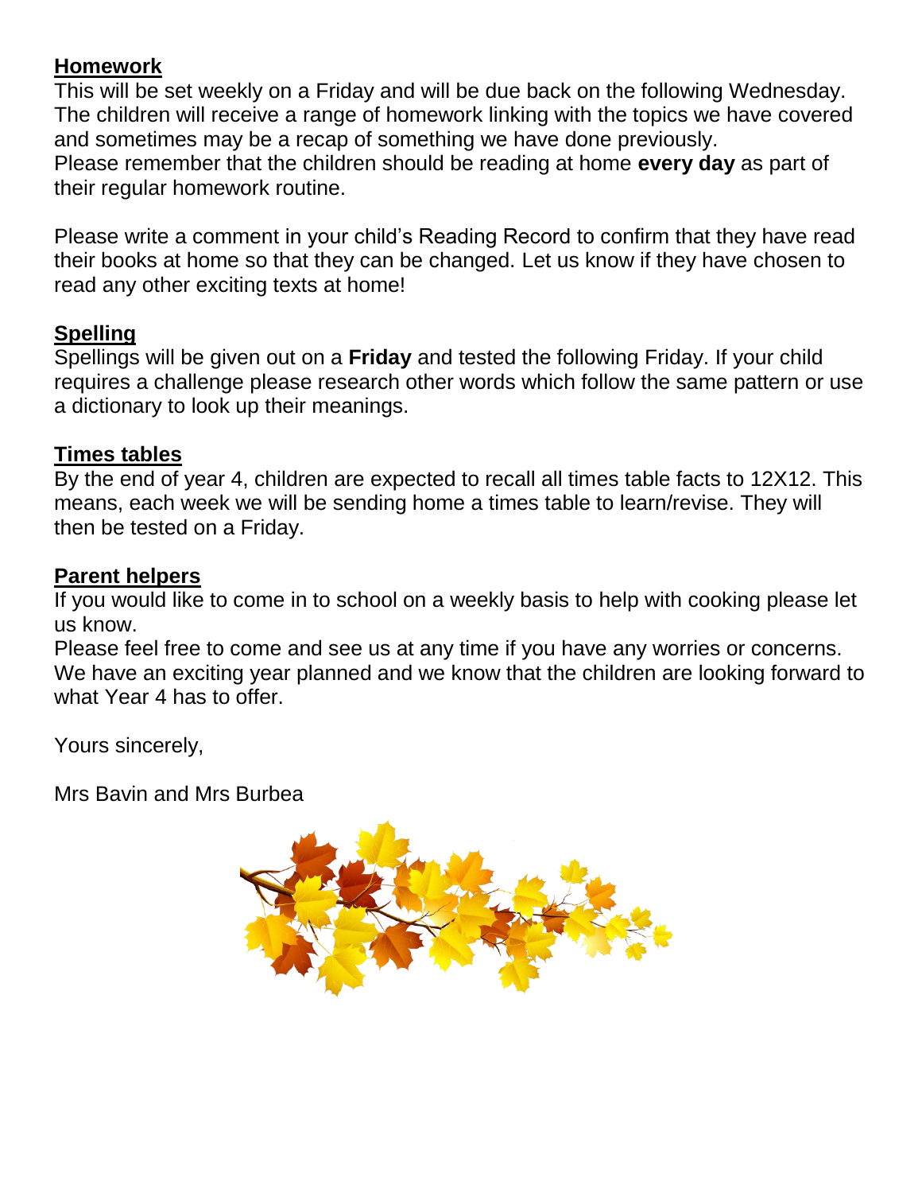**Homework**

This will be set weekly on a Friday and will be due back on the following Wednesday. The children will receive a range of homework linking with the topics we have covered and sometimes may be a recap of something we have done previously.
Please remember that the children should be reading at home **every day** as part of their regular homework routine.

Please write a comment in your child's Reading Record to confirm that they have read their books at home so that they can be changed. Let us know if they have chosen to read any other exciting texts at home!

**Spelling**

Spellings will be given out on a **Friday** and tested the following Friday. If your child requires a challenge please research other words which follow the same pattern or use a dictionary to look up their meanings.

**Times tables**

By the end of year 4, children are expected to recall all times table facts to 12X12. This means, each week we will be sending home a times table to learn/revise. They will then be tested on a Friday.

**Parent helpers**

If you would like to come in to school on a weekly basis to help with cooking please let us know.
Please feel free to come and see us at any time if you have any worries or concerns. We have an exciting year planned and we know that the children are looking forward to what Year 4 has to offer.

Yours sincerely,

Mrs Bavin and Mrs Burbea